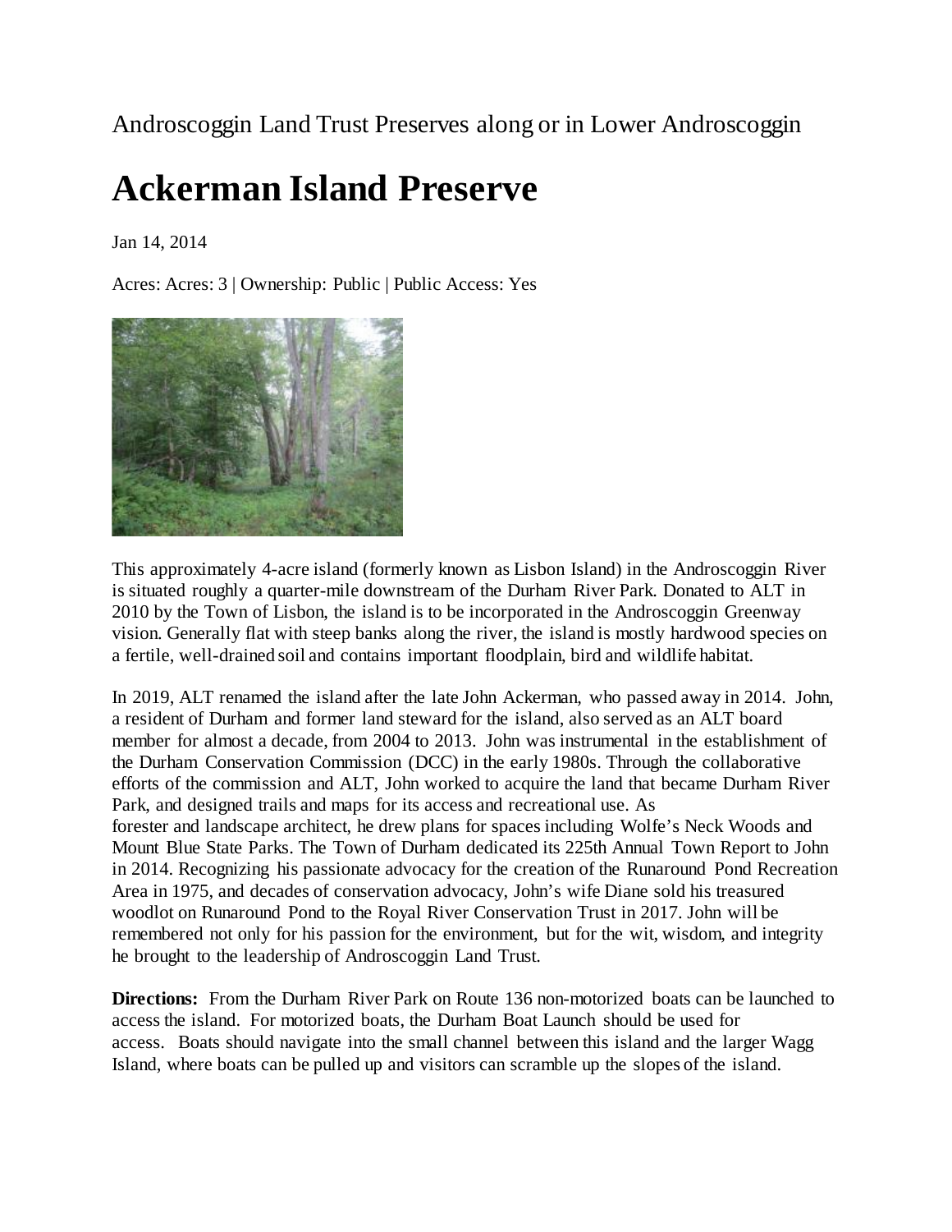Androscoggin Land Trust Preserves along or in Lower Androscoggin

# Ackerman Island Preserve

Jan 14, 2014

Acres: Acres: 3 | Ownership: Public | Public Access: Yes

This approximately 4-acre island (formerly known as Lisbon Island) in the Androscoggin River is situated roughly a quarter-mile downstream of the Durham River Park. Donated to ALT in 2010 by the Town of Lisbon, the island is to be incorporated in the Androscoggin Greenway vision. Generally flat with steep banks along the river, the island is mostly hardwood species on a fertile, well-drained soil and contains important floodplain, bird and wildlife habitat.

In 2019, ALT renamed the island after the late John Ackerman, who passed away in 2014. John, a resident of Durham and former land steward for the island, also served as an ALT board member for almost a decade, from 2004 to 2013. John was instrumental in the establishment of the Durham Conservation Commission (DCC) in the early 1980s. Through the collaborative efforts of the commission and ALT, John worked to acquire the land that became Durham River Park, and designed trails and maps for its access and recreational use. As forester and landscape architect, he drew plans for spaces including Wolfe's Neck Woods and Mount Blue State Parks. The Town of Durham dedicated its 225th Annual Town Report to John in 2014. Recognizing his passionate advocacy for the creation of the Runaround Pond Recreation Area in 1975, and decades of conservation advocacy, John's wife Diane sold his treasured woodlot on Runaround Pond to the Royal River Conservation Trust in 2017. John will be remembered not only for his passion for the environment, but for the wit, wisdom, and integrity he brought to the leadership of Androscoggin Land Trust.

**Directions:** From the Durham River Park on Route 136 non-motorized boats can be launched to access the island. For motorized boats, the Durham Boat Launch should be used for access. Boats should navigate into the small channel between this island and the larger Wagg Island, where boats can be pulled up and visitors can scramble up the slopes of the island.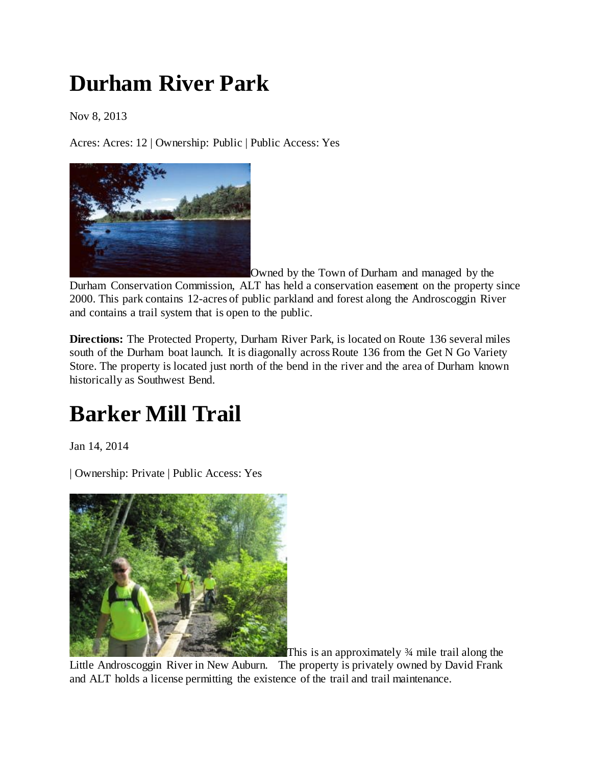# Durham River Park

Nov 8, 2013

Acres: Acres: 12 | Ownership: Public | Public Access: Yes

Owned by the Town of Durham and managed by the Durham Conservation Commission, ALT has held a conservation easement on the property since 2000. This park contains 12-acres of public parkland and forest along the Androscoggin River and contains a trail system that is open to the public.

**Directions:** The Protected Property, Durham River Park, is located on Route 136 several miles south of the Durham boat launch. It is diagonally across Route 136 from the Get N Go Variety Store. The property is located just north of the bend in the river and the area of Durham known historically as Southwest Bend.

# Barker Mill Trail

Jan 14, 2014

| Ownership: Private | Public Access: Yes

This is an approximately ¾ mile trail along the Little Androscoggin River in New Auburn. The property is privately owned by David Frank and ALT holds a license permitting the existence of the trail and trail maintenance.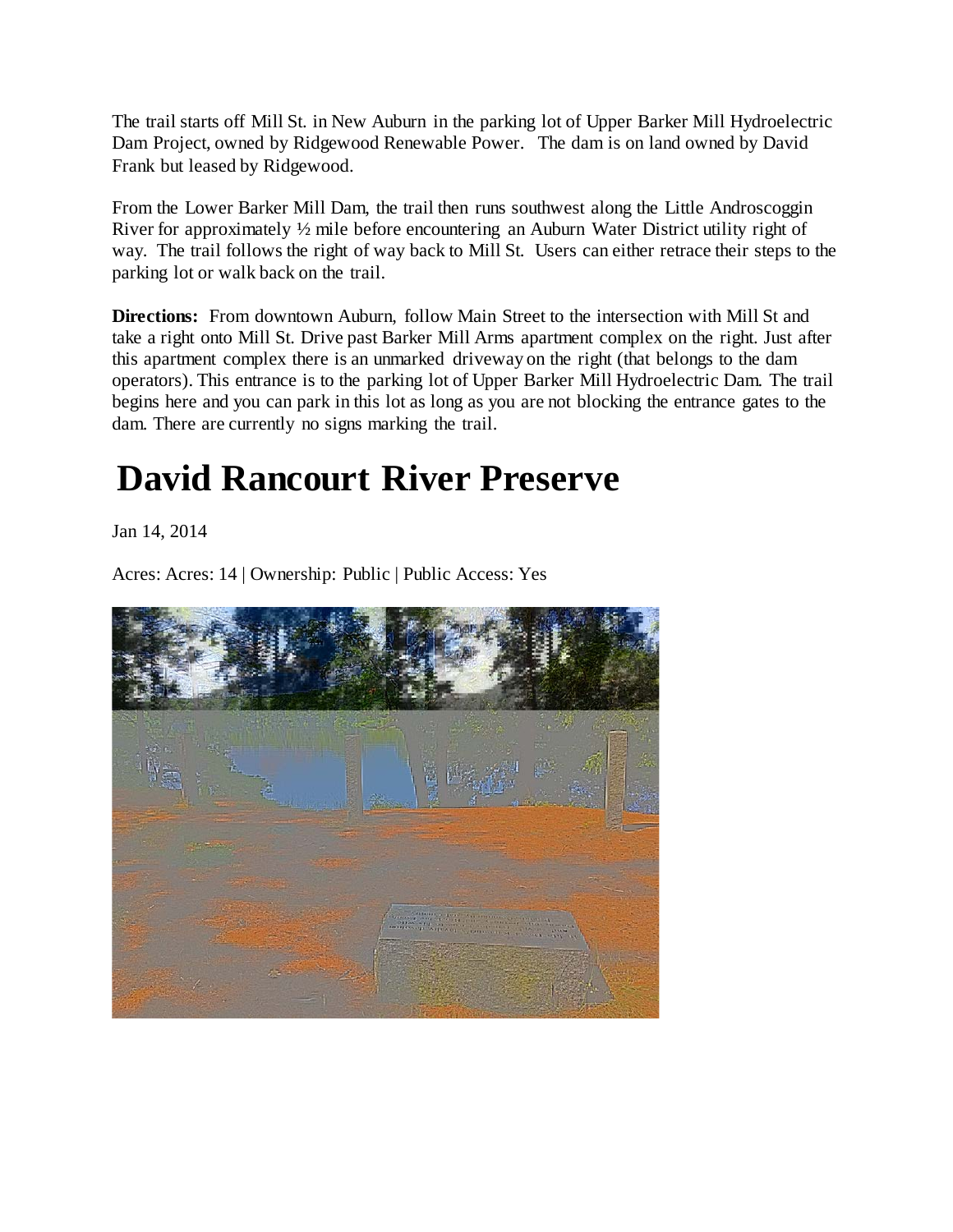The trail starts off Mill St. in New Auburn in the parking lot of Upper Barker Mill Hydroelectric Dam Project, owned by Ridgewood Renewable Power. The dam is on land owned by David Frank but leased by Ridgewood.

From the Lower Barker Mill Dam, the trail then runs southwest along the Little Androscoggin River for approximately ½ mile before encountering an Auburn Water District utility right of way. The trail follows the right of way back to Mill St. Users can either retrace their steps to the parking lot or walk back on the trail.

**Directions:** From downtown Auburn, follow Main Street to the intersection with Mill St and take a right onto Mill St. Drive past Barker Mill Arms apartment complex on the right. Just after this apartment complex there is an unmarked driveway on the right (that belongs to the dam operators). This entrance is to the parking lot of Upper Barker Mill Hydroelectric Dam. The trail begins here and you can park in this lot as long as you are not blocking the entrance gates to the dam. There are currently no signs marking the trail.

# David Rancourt River Preserve

Jan 14, 2014

Acres: Acres: 14 | Ownership: Public | Public Access: Yes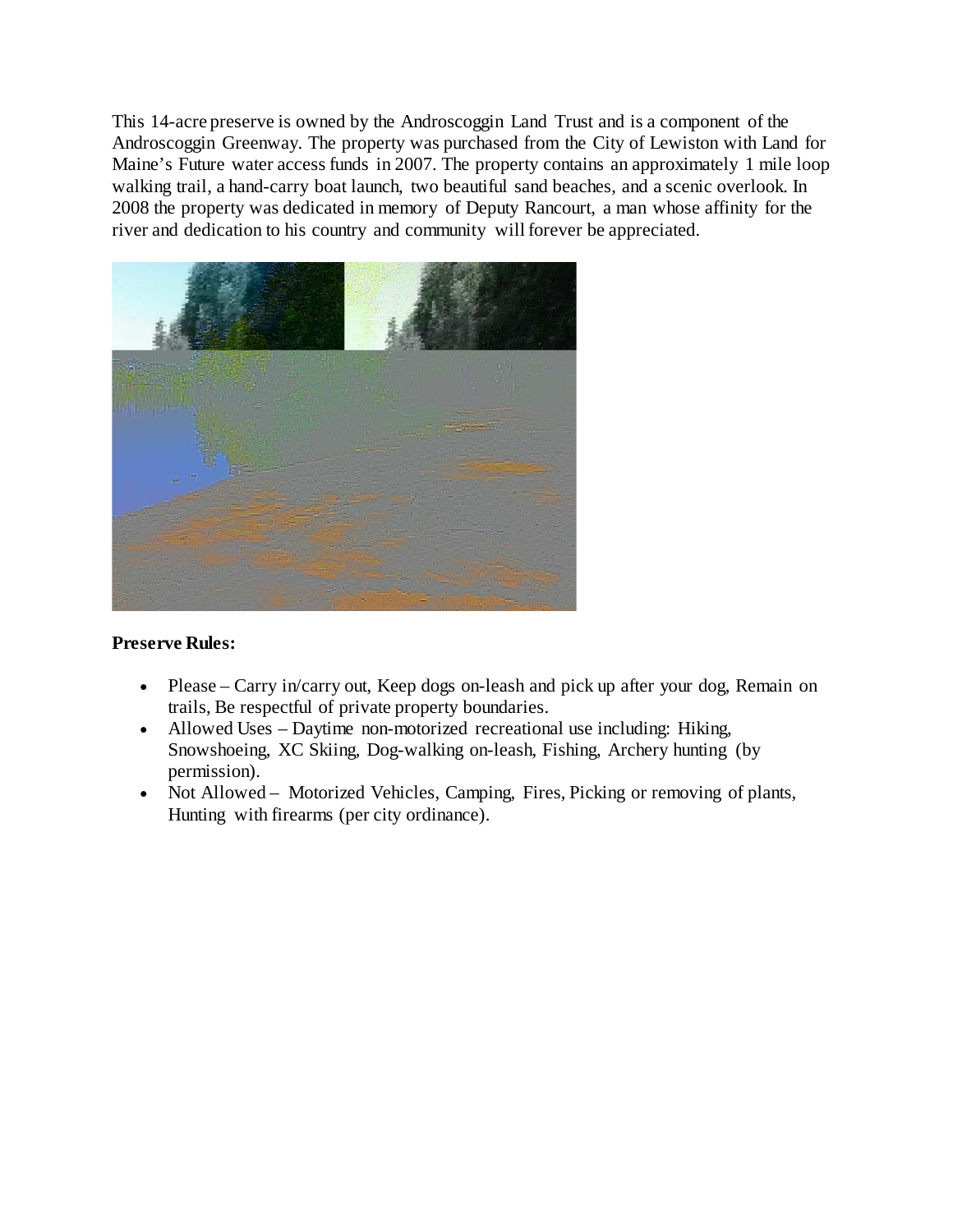This 14-acre preserve is owned by the Androscoggin Land Trust and is a component of the Androscoggin Greenway. The property was purchased from the City of Lewiston with Land for Maine's Future water access funds in 2007. The property contains an approximately 1 mile loop walking trail, a hand-carry boat launch, two beautiful sand beaches, and a scenic overlook. In 2008 the property was dedicated in memory of Deputy Rancourt, a man whose affinity for the river and dedication to his country and community will forever be appreciated.

**Preserve Rules:**

- Please – Carry in/carry out, Keep dogs on-leash and pick up after your dog, Remain on trails, Be respectful of private property boundaries.
- Allowed Uses – Daytime non-motorized recreational use including: Hiking, Snowshoeing, XC Skiing, Dog-walking on-leash, Fishing, Archery hunting (by permission).
- Not Allowed – Motorized Vehicles, Camping, Fires, Picking or removing of plants, Hunting with firearms (per city ordinance).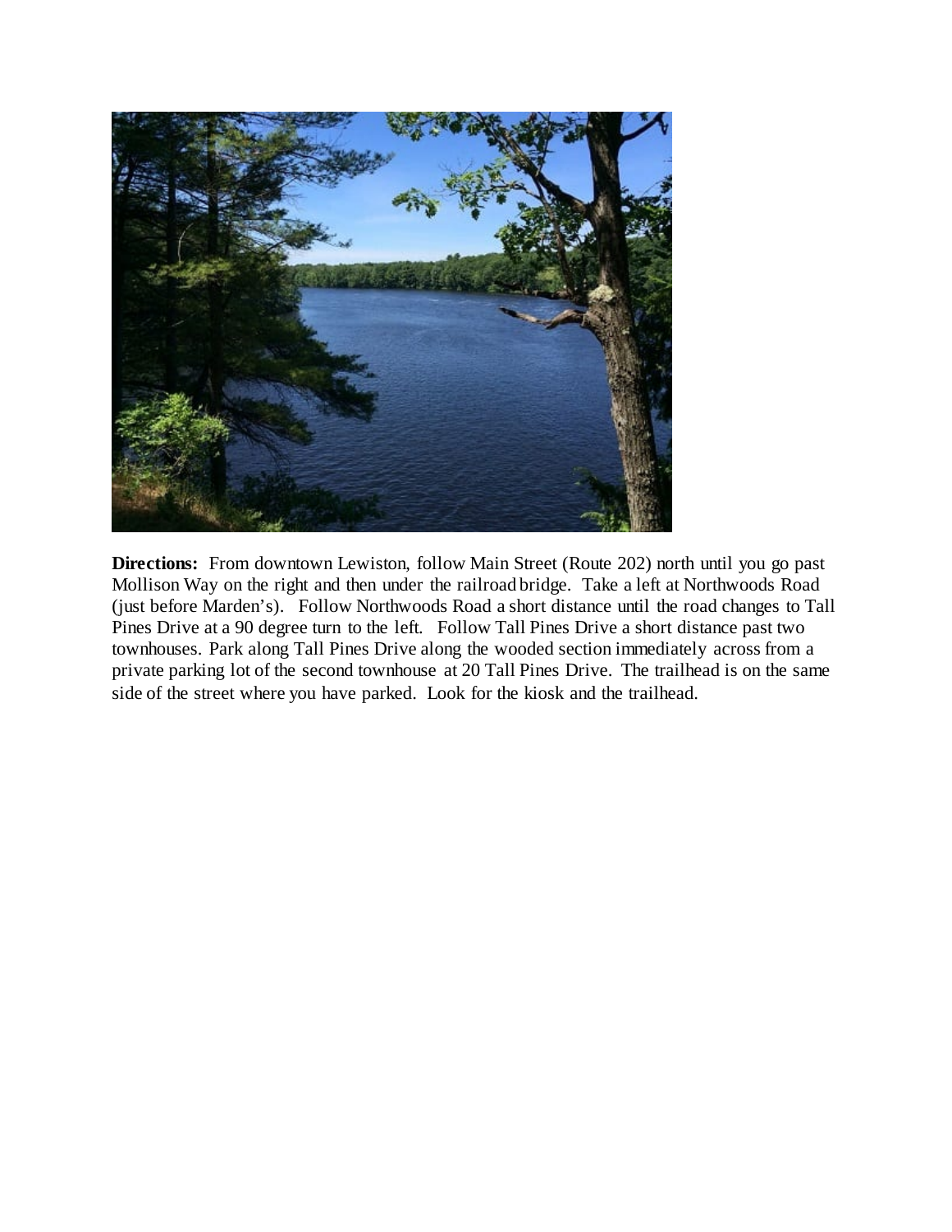**Directions:** From downtown Lewiston, follow Main Street (Route 202) north until you go past Mollison Way on the right and then under the railroad bridge. Take a left at Northwoods Road (just before Marden's). Follow Northwoods Road a short distance until the road changes to Tall Pines Drive at a 90 degree turn to the left. Follow Tall Pines Drive a short distance past two townhouses. Park along Tall Pines Drive along the wooded section immediately across from a private parking lot of the second townhouse at 20 Tall Pines Drive. The trailhead is on the same side of the street where you have parked. Look for the kiosk and the trailhead.